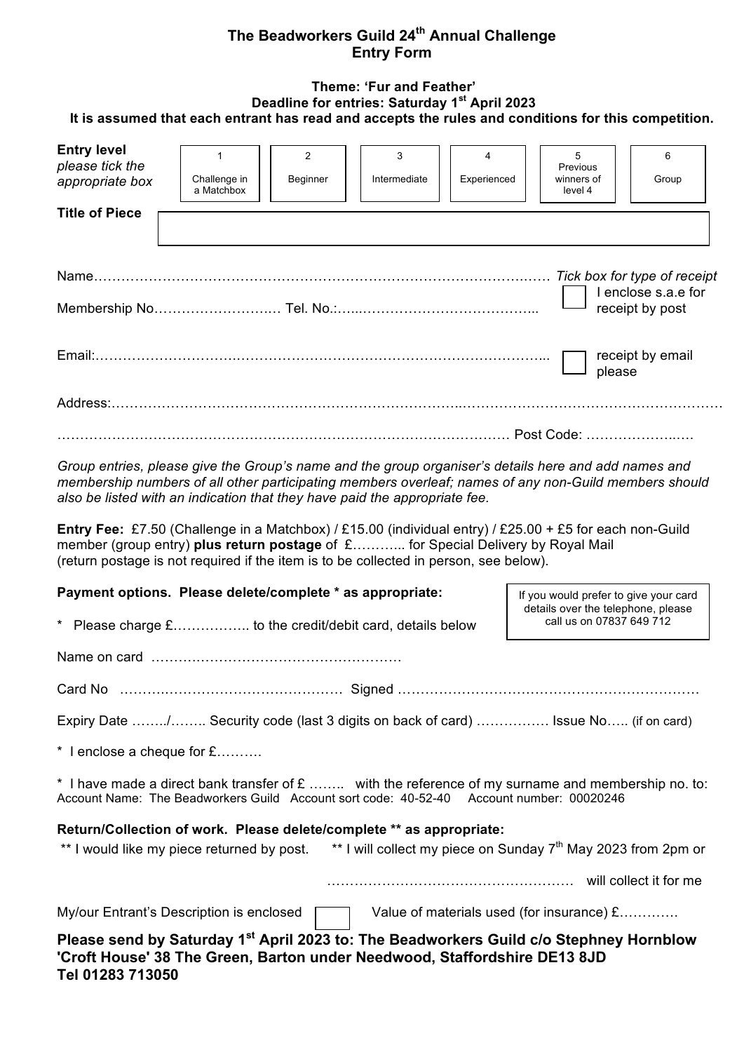# The Beadworkers Guild 24th Annual Challenge
# Entry Form

**Theme: 'Fur and Feather'**
**Deadline for entries: Saturday 1st April 2023**
**It is assumed that each entrant has read and accepts the rules and conditions for this competition.**

**Entry level**
*please tick the appropriate box*

| 1 | 2 | 3 | 4 | 5 | 6 |
|---|---|---|---|---|---|
| Challenge in a Matchbox | Beginner | Intermediate | Experienced | Previous winners of level 4 | Group |

**Title of Piece**

Name……………………………………………………………………………………… *Tick box for type of receipt*

Membership No……………………… Tel. No.:…………………………………… ☐ I enclose s.a.e for receipt by post

Email:…………………………………………………………………………………… ☐ receipt by email please

Address:………………………………………………………………………………………………………………

…………………………………………………………………………………… Post Code: ……………………

*Group entries, please give the Group's name and the group organiser's details here and add names and membership numbers of all other participating members overleaf; names of any non-Guild members should also be listed with an indication that they have paid the appropriate fee.*

**Entry Fee:** £7.50 (Challenge in a Matchbox) / £15.00 (individual entry) / £25.00 + £5 for each non-Guild member (group entry) **plus return postage** of £……….. for Special Delivery by Royal Mail (return postage is not required if the item is to be collected in person, see below).

**Payment options. Please delete/complete * as appropriate:**

If you would prefer to give your card details over the telephone, please call us on 07837 649 712

* Please charge £…………….. to the credit/debit card, details below

Name on card ………………………………………………

Card No ………………………………………… Signed ………………………………………………………

Expiry Date ……../…….. Security code (last 3 digits on back of card) ……………. Issue No….. (if on card)

* I enclose a cheque for £……….

* I have made a direct bank transfer of £ …….. with the reference of my surname and membership no. to:
Account Name: The Beadworkers Guild Account sort code: 40-52-40 Account number: 00020246

**Return/Collection of work. Please delete/complete ** as appropriate:**

** I would like my piece returned by post. ** I will collect my piece on Sunday 7th May 2023 from 2pm or

……………………………………………… will collect it for me

My/our Entrant's Description is enclosed ☐ Value of materials used (for insurance) £…………

**Please send by Saturday 1st April 2023 to: The Beadworkers Guild c/o Stephney Hornblow 'Croft House' 38 The Green, Barton under Needwood, Staffordshire DE13 8JD**
**Tel 01283 713050**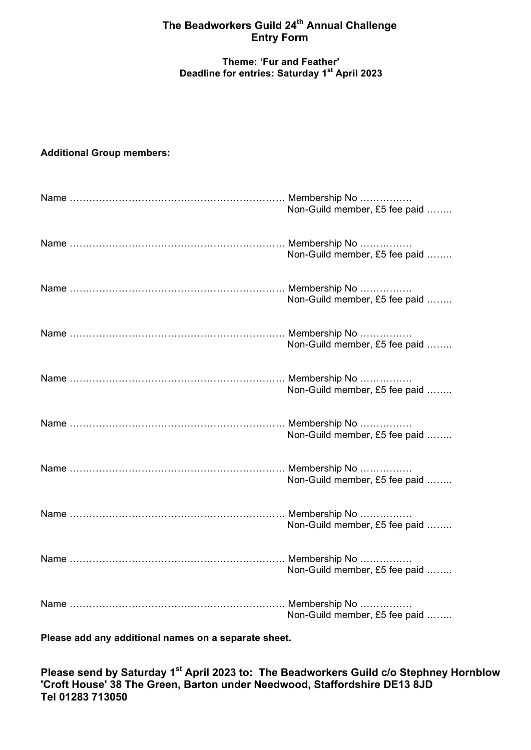**The Beadworkers Guild 24th Annual Challenge**
**Entry Form**

**Theme: 'Fur and Feather'**
**Deadline for entries: Saturday 1st April 2023**

**Additional Group members:**

Name ………………………………………………………… Membership No ……………
Non-Guild member, £5 fee paid ……..

Name ………………………………………………………… Membership No ……………
Non-Guild member, £5 fee paid ……..

Name ………………………………………………………… Membership No ……………
Non-Guild member, £5 fee paid ……..

Name ………………………………………………………… Membership No ……………
Non-Guild member, £5 fee paid ……..

Name ………………………………………………………… Membership No ……………
Non-Guild member, £5 fee paid ……..

Name ………………………………………………………… Membership No ……………
Non-Guild member, £5 fee paid ……..

Name ………………………………………………………… Membership No ……………
Non-Guild member, £5 fee paid ……..

Name ………………………………………………………… Membership No ……………
Non-Guild member, £5 fee paid ……..

Name ………………………………………………………… Membership No ……………
Non-Guild member, £5 fee paid ……..

Name ………………………………………………………… Membership No ……………
Non-Guild member, £5 fee paid ……..

**Please add any additional names on a separate sheet.**

**Please send by Saturday 1st April 2023 to: The Beadworkers Guild c/o Stephney Hornblow 'Croft House' 38 The Green, Barton under Needwood, Staffordshire DE13 8JD**
**Tel 01283 713050**